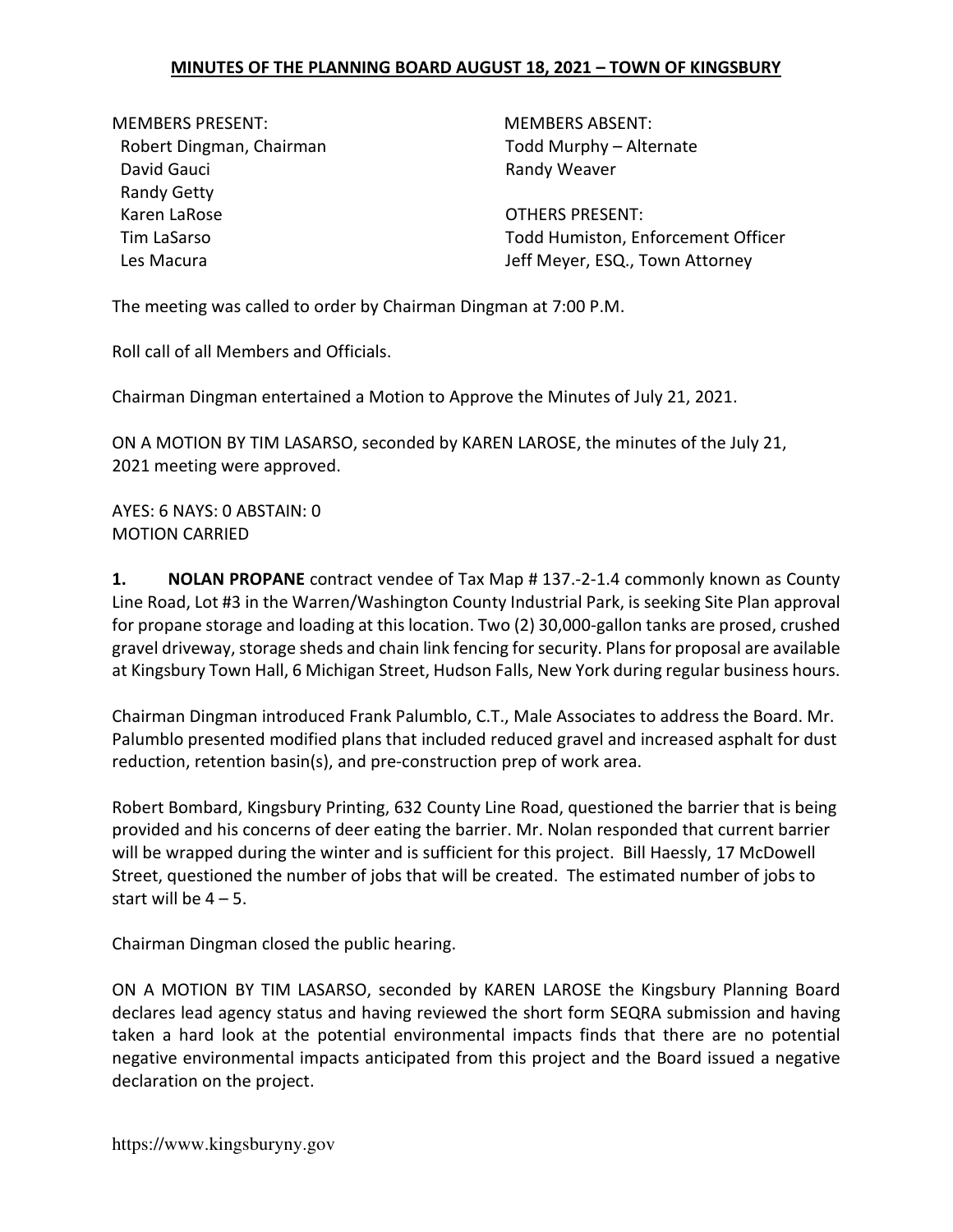# MINUTES OF THE PLANNING BOARD AUGUST 18, 2021 – TOWN OF KINGSBURY

MEMBERS PRESENT:
Robert Dingman, Chairman
David Gauci
Randy Getty
Karen LaRose
Tim LaSarso
Les Macura

MEMBERS ABSENT:
Todd Murphy – Alternate
Randy Weaver

OTHERS PRESENT:
Todd Humiston, Enforcement Officer
Jeff Meyer, ESQ., Town Attorney

The meeting was called to order by Chairman Dingman at 7:00 P.M.

Roll call of all Members and Officials.

Chairman Dingman entertained a Motion to Approve the Minutes of July 21, 2021.

ON A MOTION BY TIM LASARSO, seconded by KAREN LAROSE, the minutes of the July 21, 2021 meeting were approved.

AYES: 6 NAYS: 0 ABSTAIN: 0
MOTION CARRIED

**1. NOLAN PROPANE** contract vendee of Tax Map # 137.-2-1.4 commonly known as County Line Road, Lot #3 in the Warren/Washington County Industrial Park, is seeking Site Plan approval for propane storage and loading at this location. Two (2) 30,000-gallon tanks are prosed, crushed gravel driveway, storage sheds and chain link fencing for security. Plans for proposal are available at Kingsbury Town Hall, 6 Michigan Street, Hudson Falls, New York during regular business hours.

Chairman Dingman introduced Frank Palumblo, C.T., Male Associates to address the Board. Mr. Palumblo presented modified plans that included reduced gravel and increased asphalt for dust reduction, retention basin(s), and pre-construction prep of work area.

Robert Bombard, Kingsbury Printing, 632 County Line Road, questioned the barrier that is being provided and his concerns of deer eating the barrier. Mr. Nolan responded that current barrier will be wrapped during the winter and is sufficient for this project. Bill Haessly, 17 McDowell Street, questioned the number of jobs that will be created. The estimated number of jobs to start will be 4 – 5.

Chairman Dingman closed the public hearing.

ON A MOTION BY TIM LASARSO, seconded by KAREN LAROSE the Kingsbury Planning Board declares lead agency status and having reviewed the short form SEQRA submission and having taken a hard look at the potential environmental impacts finds that there are no potential negative environmental impacts anticipated from this project and the Board issued a negative declaration on the project.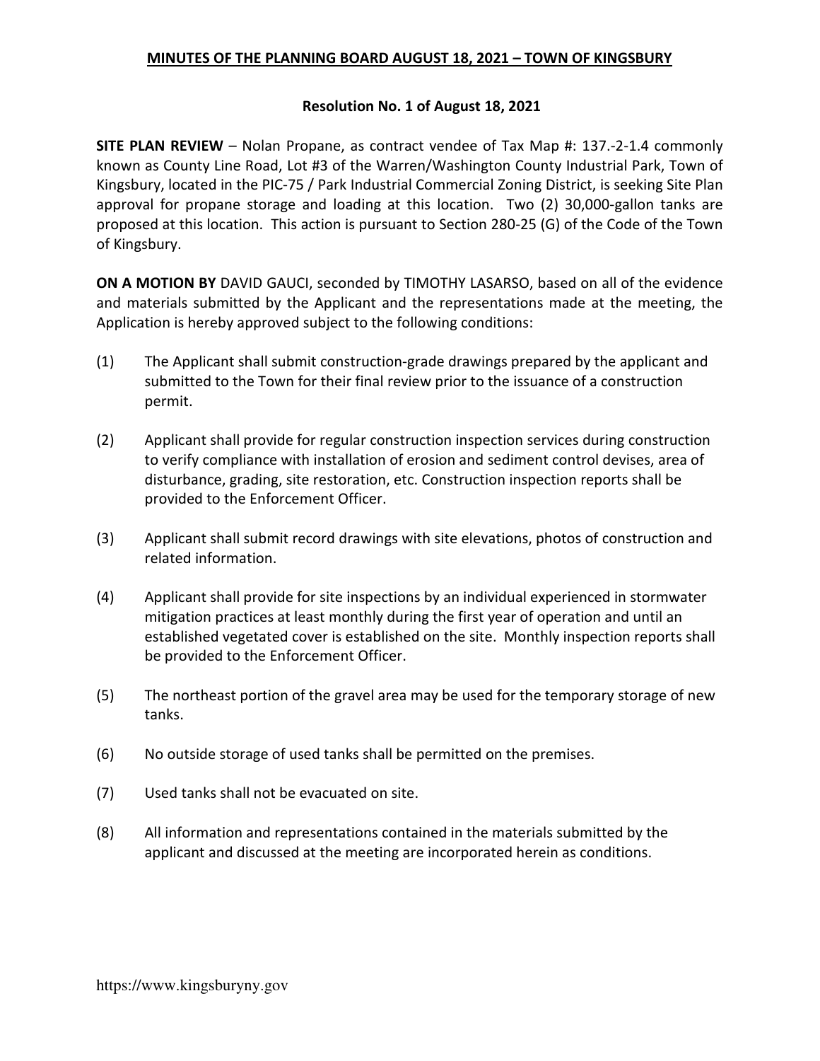**MINUTES OF THE PLANNING BOARD AUGUST 18, 2021 – TOWN OF KINGSBURY**

**Resolution No. 1 of August 18, 2021**

**SITE PLAN REVIEW** – Nolan Propane, as contract vendee of Tax Map #: 137.-2-1.4 commonly known as County Line Road, Lot #3 of the Warren/Washington County Industrial Park, Town of Kingsbury, located in the PIC-75 / Park Industrial Commercial Zoning District, is seeking Site Plan approval for propane storage and loading at this location. Two (2) 30,000-gallon tanks are proposed at this location. This action is pursuant to Section 280-25 (G) of the Code of the Town of Kingsbury.

**ON A MOTION BY** DAVID GAUCI, seconded by TIMOTHY LASARSO, based on all of the evidence and materials submitted by the Applicant and the representations made at the meeting, the Application is hereby approved subject to the following conditions:

(1) The Applicant shall submit construction-grade drawings prepared by the applicant and submitted to the Town for their final review prior to the issuance of a construction permit.

(2) Applicant shall provide for regular construction inspection services during construction to verify compliance with installation of erosion and sediment control devises, area of disturbance, grading, site restoration, etc. Construction inspection reports shall be provided to the Enforcement Officer.

(3) Applicant shall submit record drawings with site elevations, photos of construction and related information.

(4) Applicant shall provide for site inspections by an individual experienced in stormwater mitigation practices at least monthly during the first year of operation and until an established vegetated cover is established on the site. Monthly inspection reports shall be provided to the Enforcement Officer.

(5) The northeast portion of the gravel area may be used for the temporary storage of new tanks.

(6) No outside storage of used tanks shall be permitted on the premises.

(7) Used tanks shall not be evacuated on site.

(8) All information and representations contained in the materials submitted by the applicant and discussed at the meeting are incorporated herein as conditions.

https://www.kingsburyny.gov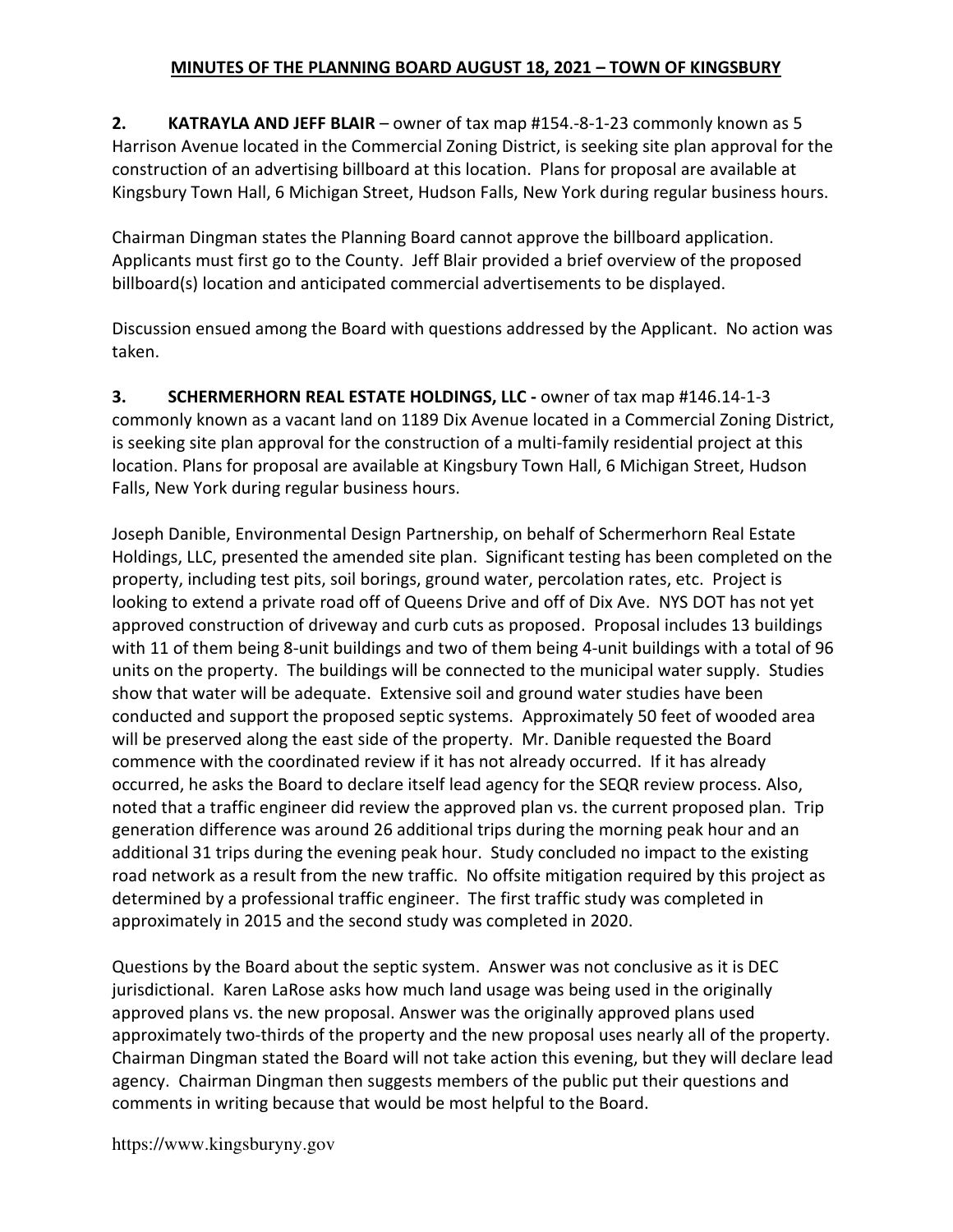**MINUTES OF THE PLANNING BOARD AUGUST 18, 2021 – TOWN OF KINGSBURY**

**2. KATRAYLA AND JEFF BLAIR** – owner of tax map #154.-8-1-23 commonly known as 5 Harrison Avenue located in the Commercial Zoning District, is seeking site plan approval for the construction of an advertising billboard at this location. Plans for proposal are available at Kingsbury Town Hall, 6 Michigan Street, Hudson Falls, New York during regular business hours.

Chairman Dingman states the Planning Board cannot approve the billboard application. Applicants must first go to the County. Jeff Blair provided a brief overview of the proposed billboard(s) location and anticipated commercial advertisements to be displayed.

Discussion ensued among the Board with questions addressed by the Applicant. No action was taken.

**3. SCHERMERHORN REAL ESTATE HOLDINGS, LLC -** owner of tax map #146.14-1-3 commonly known as a vacant land on 1189 Dix Avenue located in a Commercial Zoning District, is seeking site plan approval for the construction of a multi-family residential project at this location. Plans for proposal are available at Kingsbury Town Hall, 6 Michigan Street, Hudson Falls, New York during regular business hours.

Joseph Danible, Environmental Design Partnership, on behalf of Schermerhorn Real Estate Holdings, LLC, presented the amended site plan. Significant testing has been completed on the property, including test pits, soil borings, ground water, percolation rates, etc. Project is looking to extend a private road off of Queens Drive and off of Dix Ave. NYS DOT has not yet approved construction of driveway and curb cuts as proposed. Proposal includes 13 buildings with 11 of them being 8-unit buildings and two of them being 4-unit buildings with a total of 96 units on the property. The buildings will be connected to the municipal water supply. Studies show that water will be adequate. Extensive soil and ground water studies have been conducted and support the proposed septic systems. Approximately 50 feet of wooded area will be preserved along the east side of the property. Mr. Danible requested the Board commence with the coordinated review if it has not already occurred. If it has already occurred, he asks the Board to declare itself lead agency for the SEQR review process. Also, noted that a traffic engineer did review the approved plan vs. the current proposed plan. Trip generation difference was around 26 additional trips during the morning peak hour and an additional 31 trips during the evening peak hour. Study concluded no impact to the existing road network as a result from the new traffic. No offsite mitigation required by this project as determined by a professional traffic engineer. The first traffic study was completed in approximately in 2015 and the second study was completed in 2020.

Questions by the Board about the septic system. Answer was not conclusive as it is DEC jurisdictional. Karen LaRose asks how much land usage was being used in the originally approved plans vs. the new proposal. Answer was the originally approved plans used approximately two-thirds of the property and the new proposal uses nearly all of the property. Chairman Dingman stated the Board will not take action this evening, but they will declare lead agency. Chairman Dingman then suggests members of the public put their questions and comments in writing because that would be most helpful to the Board.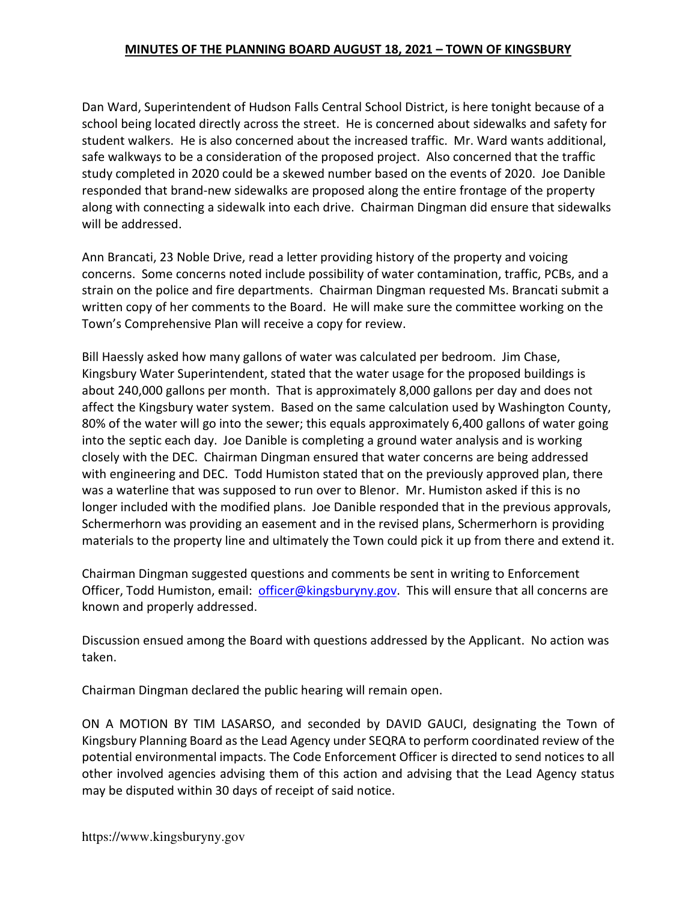Dan Ward, Superintendent of Hudson Falls Central School District, is here tonight because of a school being located directly across the street. He is concerned about sidewalks and safety for student walkers. He is also concerned about the increased traffic. Mr. Ward wants additional, safe walkways to be a consideration of the proposed project. Also concerned that the traffic study completed in 2020 could be a skewed number based on the events of 2020. Joe Danible responded that brand-new sidewalks are proposed along the entire frontage of the property along with connecting a sidewalk into each drive. Chairman Dingman did ensure that sidewalks will be addressed.

Ann Brancati, 23 Noble Drive, read a letter providing history of the property and voicing concerns. Some concerns noted include possibility of water contamination, traffic, PCBs, and a strain on the police and fire departments. Chairman Dingman requested Ms. Brancati submit a written copy of her comments to the Board. He will make sure the committee working on the Town's Comprehensive Plan will receive a copy for review.

Bill Haessly asked how many gallons of water was calculated per bedroom. Jim Chase, Kingsbury Water Superintendent, stated that the water usage for the proposed buildings is about 240,000 gallons per month. That is approximately 8,000 gallons per day and does not affect the Kingsbury water system. Based on the same calculation used by Washington County, 80% of the water will go into the sewer; this equals approximately 6,400 gallons of water going into the septic each day. Joe Danible is completing a ground water analysis and is working closely with the DEC. Chairman Dingman ensured that water concerns are being addressed with engineering and DEC. Todd Humiston stated that on the previously approved plan, there was a waterline that was supposed to run over to Blenor. Mr. Humiston asked if this is no longer included with the modified plans. Joe Danible responded that in the previous approvals, Schermerhorn was providing an easement and in the revised plans, Schermerhorn is providing materials to the property line and ultimately the Town could pick it up from there and extend it.

Chairman Dingman suggested questions and comments be sent in writing to Enforcement Officer, Todd Humiston, email: officer@kingsburyny.gov. This will ensure that all concerns are known and properly addressed.

Discussion ensued among the Board with questions addressed by the Applicant. No action was taken.

Chairman Dingman declared the public hearing will remain open.

ON A MOTION BY TIM LASARSO, and seconded by DAVID GAUCI, designating the Town of Kingsbury Planning Board as the Lead Agency under SEQRA to perform coordinated review of the potential environmental impacts. The Code Enforcement Officer is directed to send notices to all other involved agencies advising them of this action and advising that the Lead Agency status may be disputed within 30 days of receipt of said notice.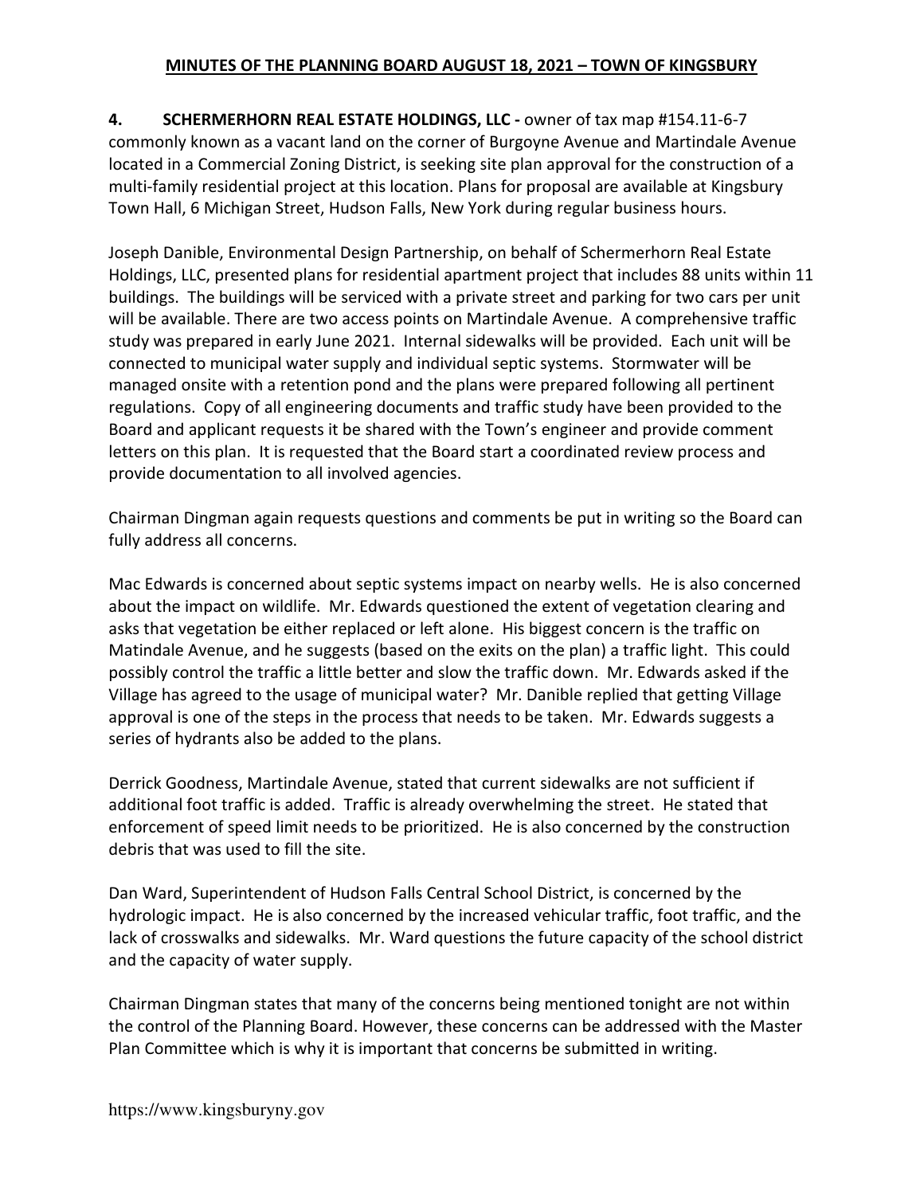**4. SCHERMERHORN REAL ESTATE HOLDINGS, LLC -** owner of tax map #154.11-6-7 commonly known as a vacant land on the corner of Burgoyne Avenue and Martindale Avenue located in a Commercial Zoning District, is seeking site plan approval for the construction of a multi-family residential project at this location. Plans for proposal are available at Kingsbury Town Hall, 6 Michigan Street, Hudson Falls, New York during regular business hours.

Joseph Danible, Environmental Design Partnership, on behalf of Schermerhorn Real Estate Holdings, LLC, presented plans for residential apartment project that includes 88 units within 11 buildings. The buildings will be serviced with a private street and parking for two cars per unit will be available. There are two access points on Martindale Avenue. A comprehensive traffic study was prepared in early June 2021. Internal sidewalks will be provided. Each unit will be connected to municipal water supply and individual septic systems. Stormwater will be managed onsite with a retention pond and the plans were prepared following all pertinent regulations. Copy of all engineering documents and traffic study have been provided to the Board and applicant requests it be shared with the Town's engineer and provide comment letters on this plan. It is requested that the Board start a coordinated review process and provide documentation to all involved agencies.

Chairman Dingman again requests questions and comments be put in writing so the Board can fully address all concerns.

Mac Edwards is concerned about septic systems impact on nearby wells. He is also concerned about the impact on wildlife. Mr. Edwards questioned the extent of vegetation clearing and asks that vegetation be either replaced or left alone. His biggest concern is the traffic on Matindale Avenue, and he suggests (based on the exits on the plan) a traffic light. This could possibly control the traffic a little better and slow the traffic down. Mr. Edwards asked if the Village has agreed to the usage of municipal water? Mr. Danible replied that getting Village approval is one of the steps in the process that needs to be taken. Mr. Edwards suggests a series of hydrants also be added to the plans.

Derrick Goodness, Martindale Avenue, stated that current sidewalks are not sufficient if additional foot traffic is added. Traffic is already overwhelming the street. He stated that enforcement of speed limit needs to be prioritized. He is also concerned by the construction debris that was used to fill the site.

Dan Ward, Superintendent of Hudson Falls Central School District, is concerned by the hydrologic impact. He is also concerned by the increased vehicular traffic, foot traffic, and the lack of crosswalks and sidewalks. Mr. Ward questions the future capacity of the school district and the capacity of water supply.

Chairman Dingman states that many of the concerns being mentioned tonight are not within the control of the Planning Board. However, these concerns can be addressed with the Master Plan Committee which is why it is important that concerns be submitted in writing.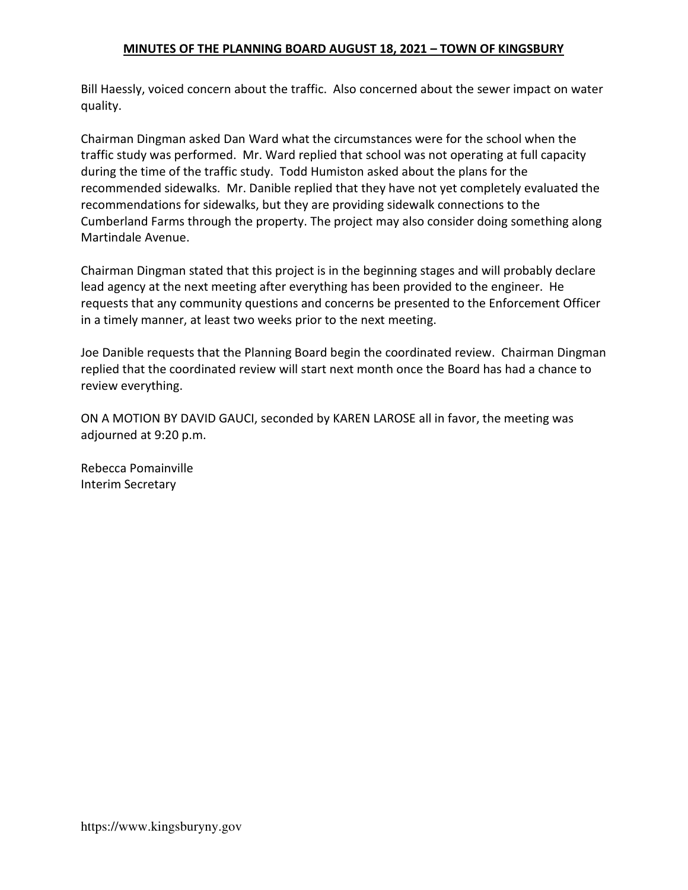Bill Haessly, voiced concern about the traffic. Also concerned about the sewer impact on water quality.

Chairman Dingman asked Dan Ward what the circumstances were for the school when the traffic study was performed. Mr. Ward replied that school was not operating at full capacity during the time of the traffic study. Todd Humiston asked about the plans for the recommended sidewalks. Mr. Danible replied that they have not yet completely evaluated the recommendations for sidewalks, but they are providing sidewalk connections to the Cumberland Farms through the property. The project may also consider doing something along Martindale Avenue.

Chairman Dingman stated that this project is in the beginning stages and will probably declare lead agency at the next meeting after everything has been provided to the engineer. He requests that any community questions and concerns be presented to the Enforcement Officer in a timely manner, at least two weeks prior to the next meeting.

Joe Danible requests that the Planning Board begin the coordinated review. Chairman Dingman replied that the coordinated review will start next month once the Board has had a chance to review everything.

ON A MOTION BY DAVID GAUCI, seconded by KAREN LAROSE all in favor, the meeting was adjourned at 9:20 p.m.

Rebecca Pomainville
Interim Secretary